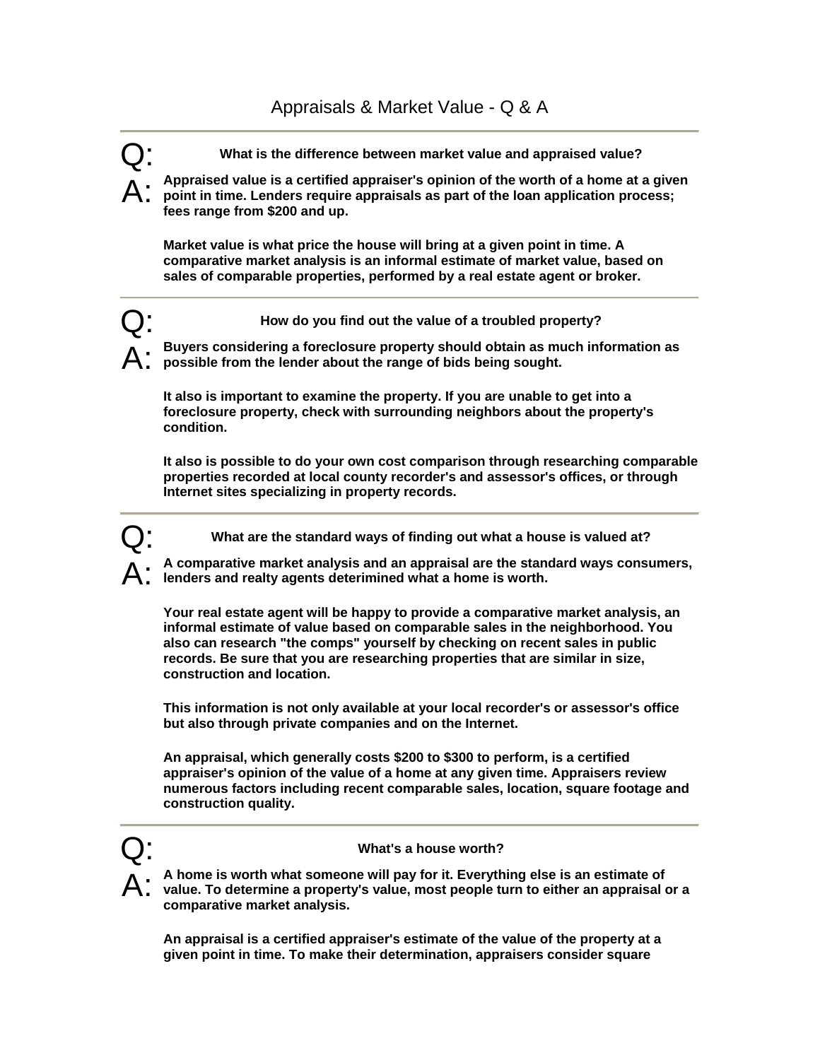# Appraisals & Market Value - Q & A

---

**Q: What is the difference between market value and appraised value?**

**A: Appraised value is a certified appraiser's opinion of the worth of a home at a given point in time. Lenders require appraisals as part of the loan application process; fees range from $200 and up.**

**Market value is what price the house will bring at a given point in time. A comparative market analysis is an informal estimate of market value, based on sales of comparable properties, performed by a real estate agent or broker.**

---

**Q: How do you find out the value of a troubled property?**

**A: Buyers considering a foreclosure property should obtain as much information as possible from the lender about the range of bids being sought.**

**It also is important to examine the property. If you are unable to get into a foreclosure property, check with surrounding neighbors about the property's condition.**

**It also is possible to do your own cost comparison through researching comparable properties recorded at local county recorder's and assessor's offices, or through Internet sites specializing in property records.**

---

**Q: What are the standard ways of finding out what a house is valued at?**

**A: A comparative market analysis and an appraisal are the standard ways consumers, lenders and realty agents deterimined what a home is worth.**

**Your real estate agent will be happy to provide a comparative market analysis, an informal estimate of value based on comparable sales in the neighborhood. You also can research "the comps" yourself by checking on recent sales in public records. Be sure that you are researching properties that are similar in size, construction and location.**

**This information is not only available at your local recorder's or assessor's office but also through private companies and on the Internet.**

**An appraisal, which generally costs $200 to $300 to perform, is a certified appraiser's opinion of the value of a home at any given time. Appraisers review numerous factors including recent comparable sales, location, square footage and construction quality.**

---

**Q: What's a house worth?**

**A: A home is worth what someone will pay for it. Everything else is an estimate of value. To determine a property's value, most people turn to either an appraisal or a comparative market analysis.**

**An appraisal is a certified appraiser's estimate of the value of the property at a given point in time. To make their determination, appraisers consider square**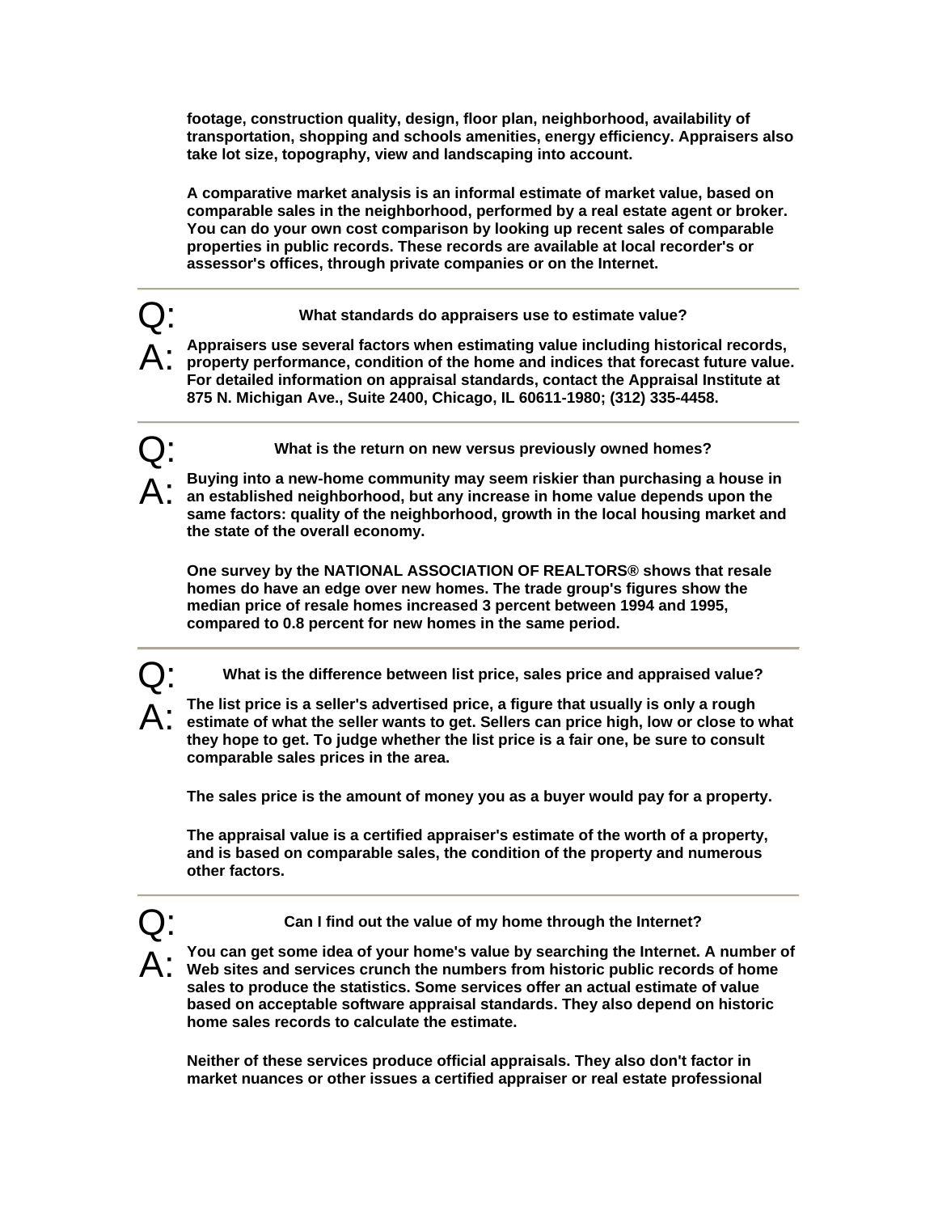**footage, construction quality, design, floor plan, neighborhood, availability of transportation, shopping and schools amenities, energy efficiency. Appraisers also take lot size, topography, view and landscaping into account.**

**A comparative market analysis is an informal estimate of market value, based on comparable sales in the neighborhood, performed by a real estate agent or broker. You can do your own cost comparison by looking up recent sales of comparable properties in public records. These records are available at local recorder's or assessor's offices, through private companies or on the Internet.**

---

Q: **What standards do appraisers use to estimate value?**

A: **Appraisers use several factors when estimating value including historical records, property performance, condition of the home and indices that forecast future value. For detailed information on appraisal standards, contact the Appraisal Institute at 875 N. Michigan Ave., Suite 2400, Chicago, IL 60611-1980; (312) 335-4458.**

---

Q: **What is the return on new versus previously owned homes?**

A: **Buying into a new-home community may seem riskier than purchasing a house in an established neighborhood, but any increase in home value depends upon the same factors: quality of the neighborhood, growth in the local housing market and the state of the overall economy.**

**One survey by the NATIONAL ASSOCIATION OF REALTORS® shows that resale homes do have an edge over new homes. The trade group's figures show the median price of resale homes increased 3 percent between 1994 and 1995, compared to 0.8 percent for new homes in the same period.**

---

Q: **What is the difference between list price, sales price and appraised value?**

A: **The list price is a seller's advertised price, a figure that usually is only a rough estimate of what the seller wants to get. Sellers can price high, low or close to what they hope to get. To judge whether the list price is a fair one, be sure to consult comparable sales prices in the area.**

**The sales price is the amount of money you as a buyer would pay for a property.**

**The appraisal value is a certified appraiser's estimate of the worth of a property, and is based on comparable sales, the condition of the property and numerous other factors.**

---

Q: **Can I find out the value of my home through the Internet?**

A: **You can get some idea of your home's value by searching the Internet. A number of Web sites and services crunch the numbers from historic public records of home sales to produce the statistics. Some services offer an actual estimate of value based on acceptable software appraisal standards. They also depend on historic home sales records to calculate the estimate.**

**Neither of these services produce official appraisals. They also don't factor in market nuances or other issues a certified appraiser or real estate professional**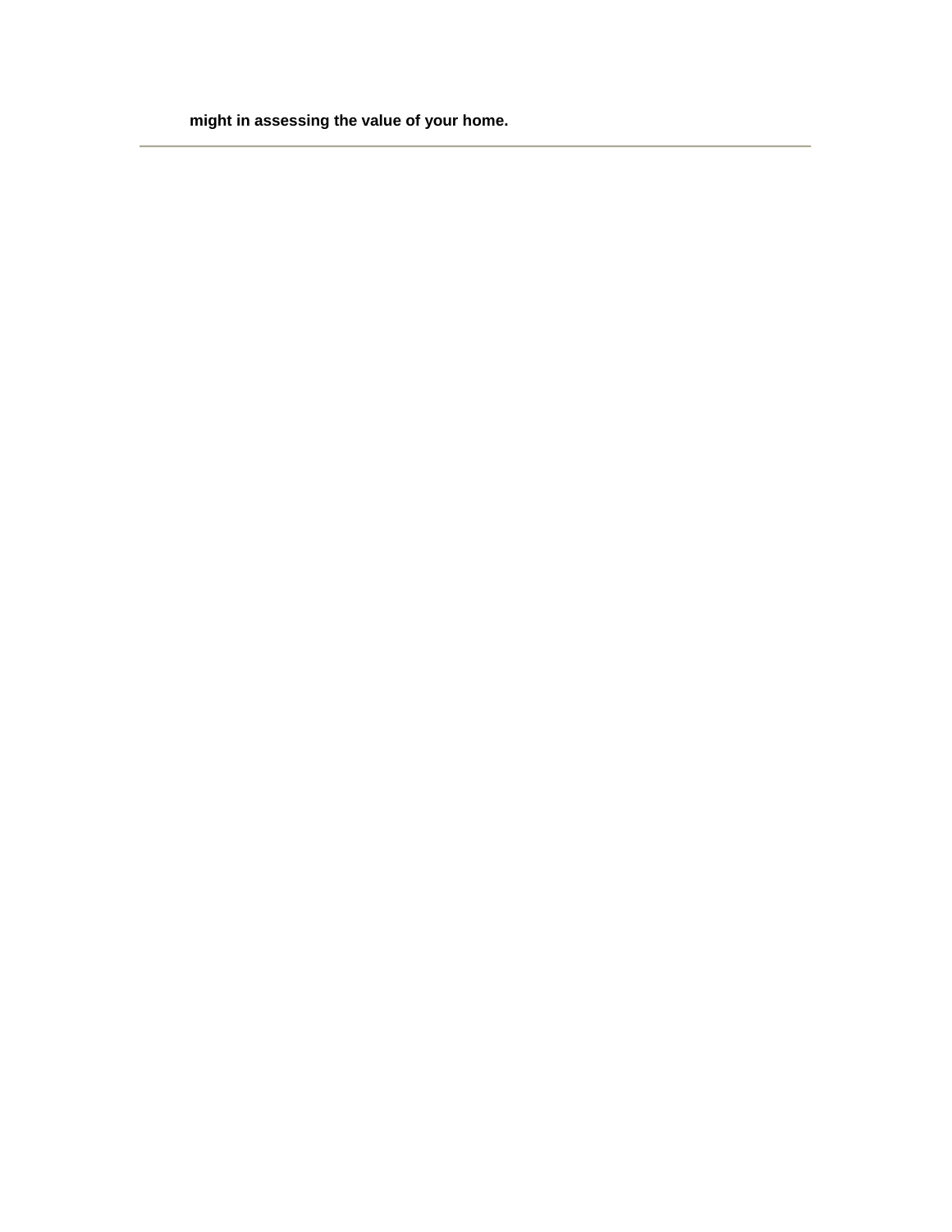**might in assessing the value of your home.**

---